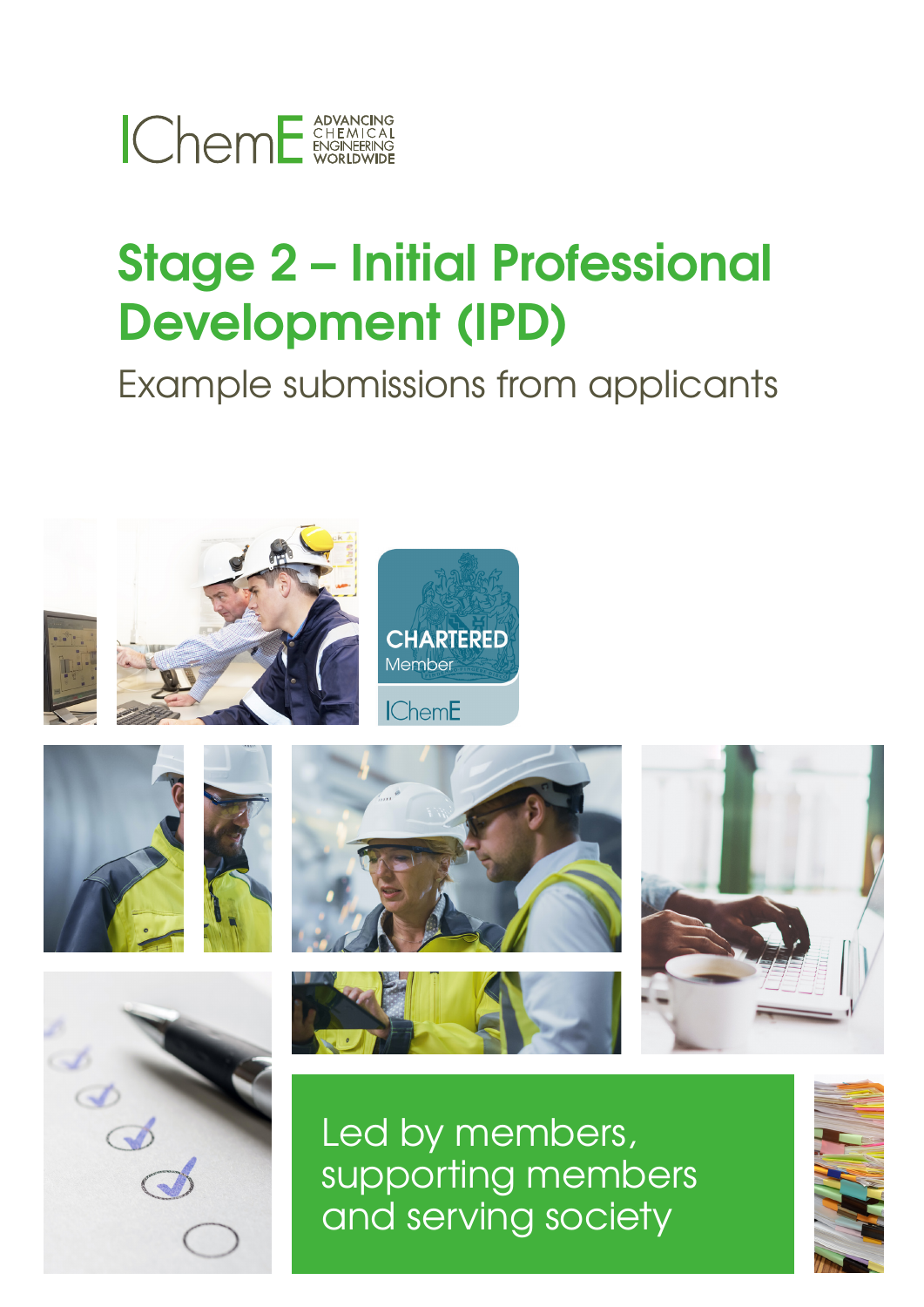IChemE ADVANCING CHEMICAL ENGINEERING WORLDWIDE

# Stage 2 – Initial Professional Development (IPD)

## Example submissions from applicants

CHARTERED Member IChemE

Led by members, supporting members and serving society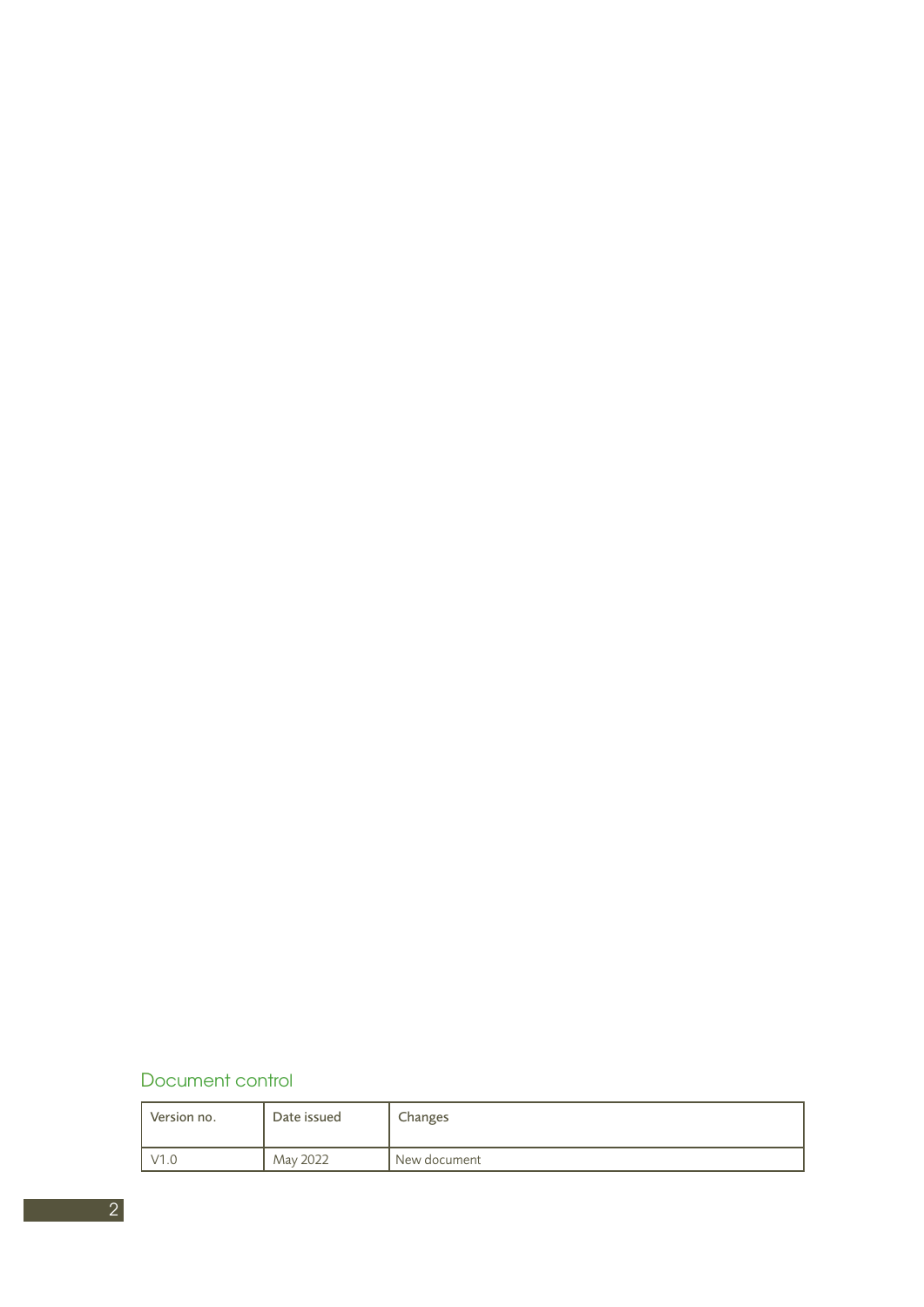## Document control

| Version no. | Date issued | Changes |
| --- | --- | --- |
| V1.0 | May 2022 | New document |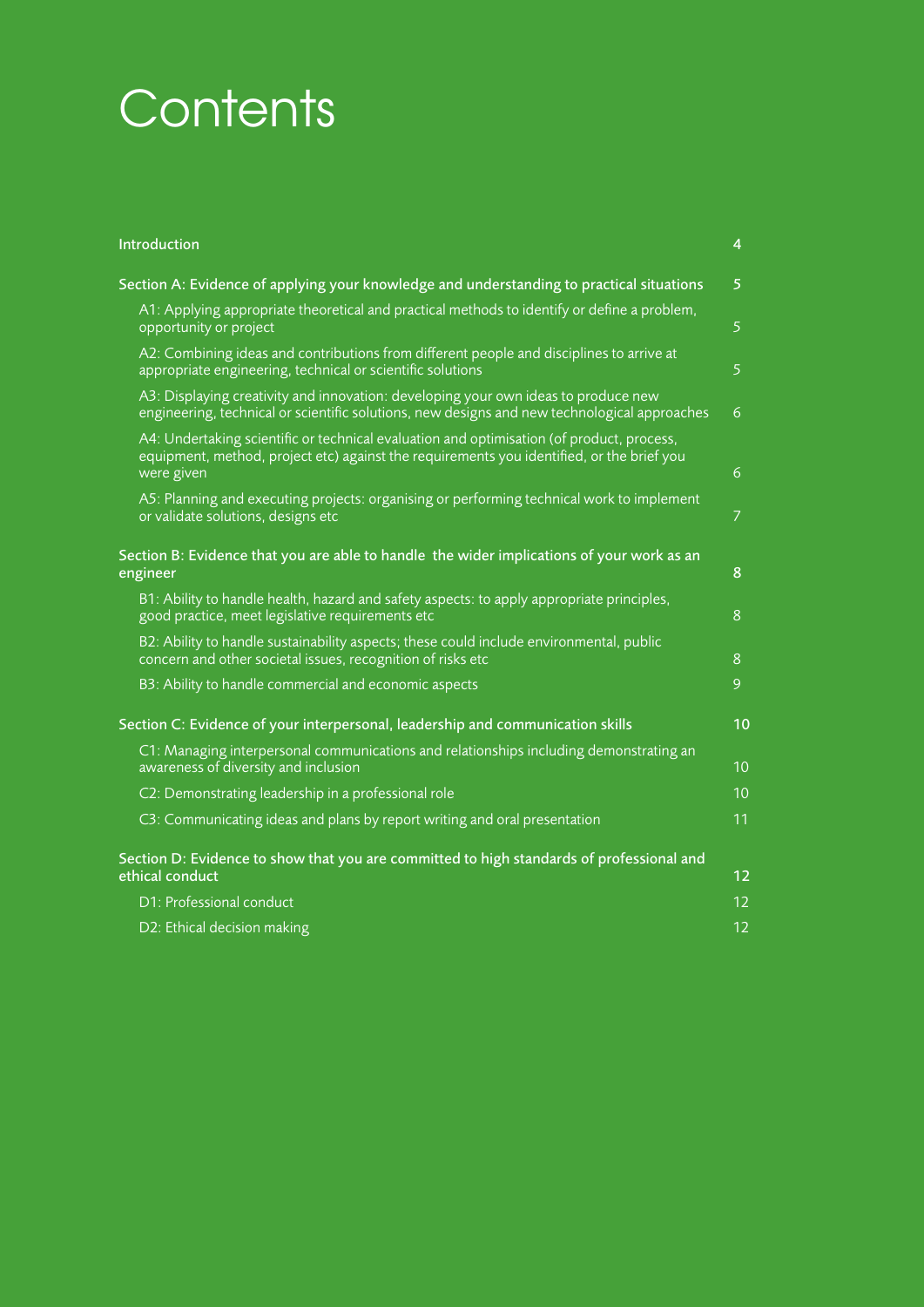# Contents

| | |
|---|---|
| Introduction | 4 |
| **Section A: Evidence of applying your knowledge and understanding to practical situations** | **5** |
| A1: Applying appropriate theoretical and practical methods to identify or define a problem, opportunity or project | 5 |
| A2: Combining ideas and contributions from different people and disciplines to arrive at appropriate engineering, technical or scientific solutions | 5 |
| A3: Displaying creativity and innovation: developing your own ideas to produce new engineering, technical or scientific solutions, new designs and new technological approaches | 6 |
| A4: Undertaking scientific or technical evaluation and optimisation (of product, process, equipment, method, project etc) against the requirements you identified, or the brief you were given | 6 |
| A5: Planning and executing projects: organising or performing technical work to implement or validate solutions, designs etc | 7 |
| **Section B: Evidence that you are able to handle the wider implications of your work as an engineer** | **8** |
| B1: Ability to handle health, hazard and safety aspects: to apply appropriate principles, good practice, meet legislative requirements etc | 8 |
| B2: Ability to handle sustainability aspects; these could include environmental, public concern and other societal issues, recognition of risks etc | 8 |
| B3: Ability to handle commercial and economic aspects | 9 |
| **Section C: Evidence of your interpersonal, leadership and communication skills** | **10** |
| C1: Managing interpersonal communications and relationships including demonstrating an awareness of diversity and inclusion | 10 |
| C2: Demonstrating leadership in a professional role | 10 |
| C3: Communicating ideas and plans by report writing and oral presentation | 11 |
| **Section D: Evidence to show that you are committed to high standards of professional and ethical conduct** | **12** |
| D1: Professional conduct | 12 |
| D2: Ethical decision making | 12 |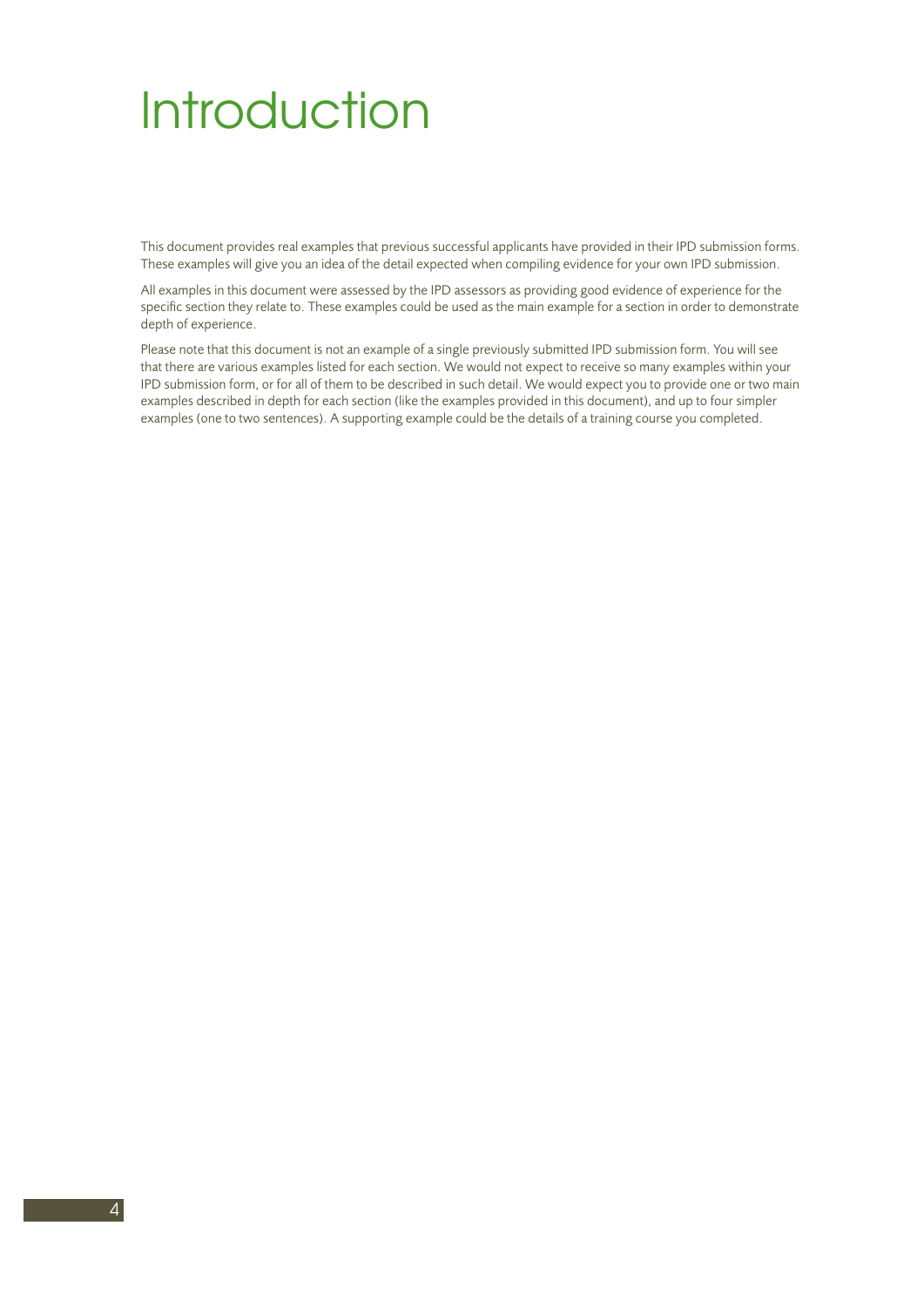# Introduction

This document provides real examples that previous successful applicants have provided in their IPD submission forms. These examples will give you an idea of the detail expected when compiling evidence for your own IPD submission.

All examples in this document were assessed by the IPD assessors as providing good evidence of experience for the specific section they relate to. These examples could be used as the main example for a section in order to demonstrate depth of experience.

Please note that this document is not an example of a single previously submitted IPD submission form. You will see that there are various examples listed for each section. We would not expect to receive so many examples within your IPD submission form, or for all of them to be described in such detail. We would expect you to provide one or two main examples described in depth for each section (like the examples provided in this document), and up to four simpler examples (one to two sentences). A supporting example could be the details of a training course you completed.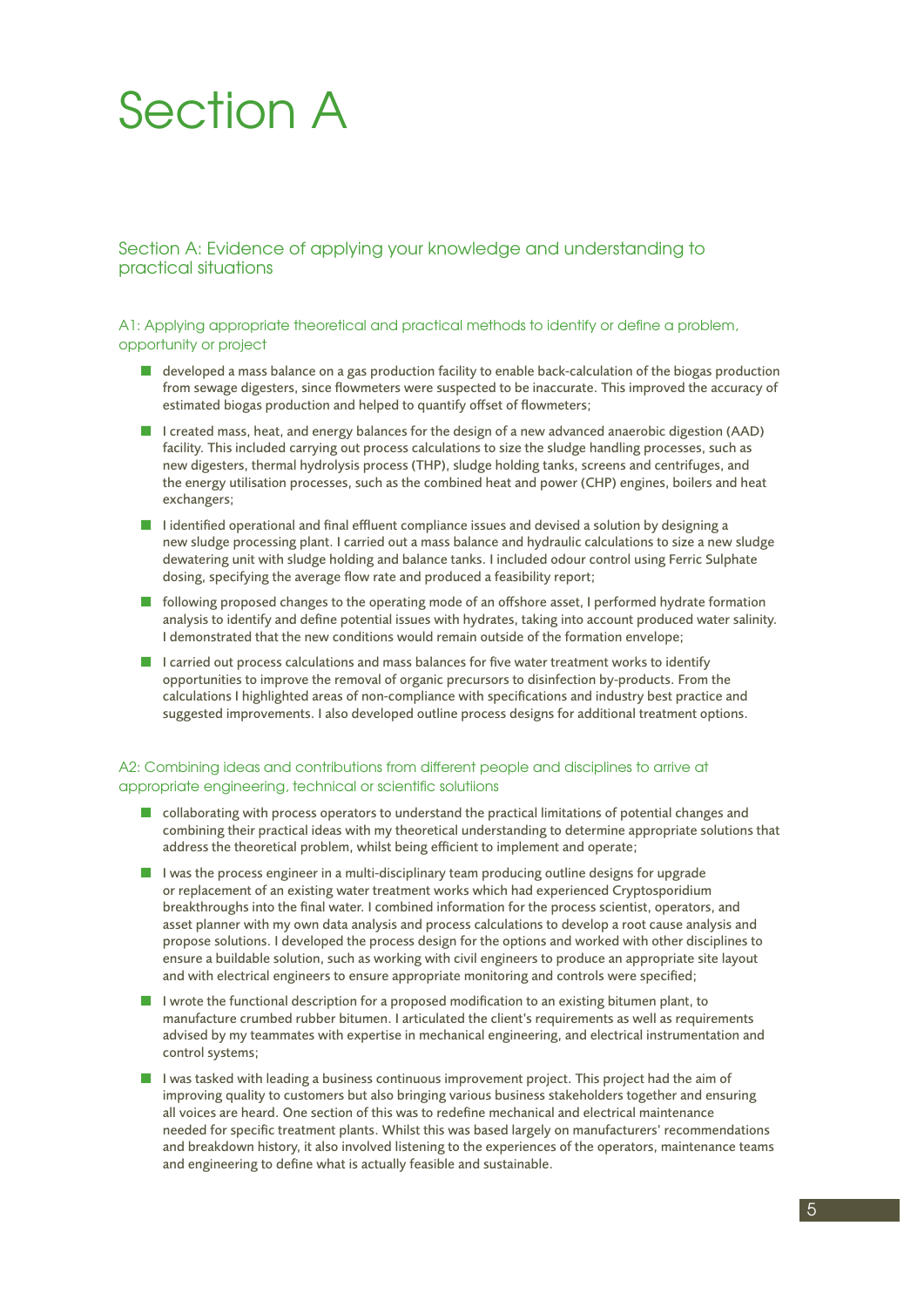# Section A

## Section A: Evidence of applying your knowledge and understanding to practical situations

### A1: Applying appropriate theoretical and practical methods to identify or define a problem, opportunity or project

- developed a mass balance on a gas production facility to enable back-calculation of the biogas production from sewage digesters, since flowmeters were suspected to be inaccurate. This improved the accuracy of estimated biogas production and helped to quantify offset of flowmeters;
- I created mass, heat, and energy balances for the design of a new advanced anaerobic digestion (AAD) facility. This included carrying out process calculations to size the sludge handling processes, such as new digesters, thermal hydrolysis process (THP), sludge holding tanks, screens and centrifuges, and the energy utilisation processes, such as the combined heat and power (CHP) engines, boilers and heat exchangers;
- I identified operational and final effluent compliance issues and devised a solution by designing a new sludge processing plant. I carried out a mass balance and hydraulic calculations to size a new sludge dewatering unit with sludge holding and balance tanks. I included odour control using Ferric Sulphate dosing, specifying the average flow rate and produced a feasibility report;
- following proposed changes to the operating mode of an offshore asset, I performed hydrate formation analysis to identify and define potential issues with hydrates, taking into account produced water salinity. I demonstrated that the new conditions would remain outside of the formation envelope;
- I carried out process calculations and mass balances for five water treatment works to identify opportunities to improve the removal of organic precursors to disinfection by-products. From the calculations I highlighted areas of non-compliance with specifications and industry best practice and suggested improvements. I also developed outline process designs for additional treatment options.

### A2: Combining ideas and contributions from different people and disciplines to arrive at appropriate engineering, technical or scientific solutiions

- collaborating with process operators to understand the practical limitations of potential changes and combining their practical ideas with my theoretical understanding to determine appropriate solutions that address the theoretical problem, whilst being efficient to implement and operate;
- I was the process engineer in a multi-disciplinary team producing outline designs for upgrade or replacement of an existing water treatment works which had experienced Cryptosporidium breakthroughs into the final water. I combined information for the process scientist, operators, and asset planner with my own data analysis and process calculations to develop a root cause analysis and propose solutions. I developed the process design for the options and worked with other disciplines to ensure a buildable solution, such as working with civil engineers to produce an appropriate site layout and with electrical engineers to ensure appropriate monitoring and controls were specified;
- I wrote the functional description for a proposed modification to an existing bitumen plant, to manufacture crumbed rubber bitumen. I articulated the client's requirements as well as requirements advised by my teammates with expertise in mechanical engineering, and electrical instrumentation and control systems;
- I was tasked with leading a business continuous improvement project. This project had the aim of improving quality to customers but also bringing various business stakeholders together and ensuring all voices are heard. One section of this was to redefine mechanical and electrical maintenance needed for specific treatment plants. Whilst this was based largely on manufacturers' recommendations and breakdown history, it also involved listening to the experiences of the operators, maintenance teams and engineering to define what is actually feasible and sustainable.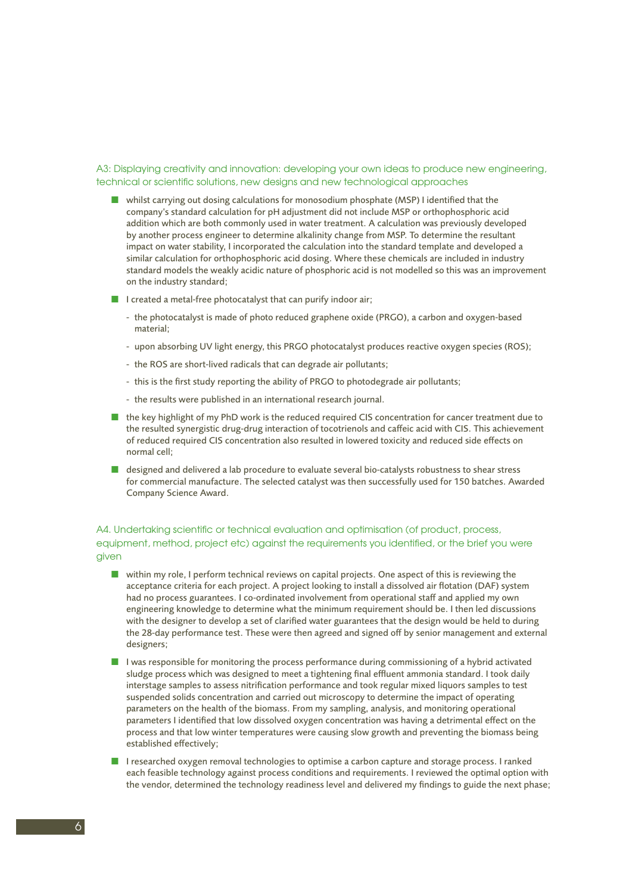### A3: Displaying creativity and innovation: developing your own ideas to produce new engineering, technical or scientific solutions, new designs and new technological approaches

- whilst carrying out dosing calculations for monosodium phosphate (MSP) I identified that the company's standard calculation for pH adjustment did not include MSP or orthophosphoric acid addition which are both commonly used in water treatment. A calculation was previously developed by another process engineer to determine alkalinity change from MSP. To determine the resultant impact on water stability, I incorporated the calculation into the standard template and developed a similar calculation for orthophosphoric acid dosing. Where these chemicals are included in industry standard models the weakly acidic nature of phosphoric acid is not modelled so this was an improvement on the industry standard;
- I created a metal-free photocatalyst that can purify indoor air;
  - the photocatalyst is made of photo reduced graphene oxide (PRGO), a carbon and oxygen-based material;
  - upon absorbing UV light energy, this PRGO photocatalyst produces reactive oxygen species (ROS);
  - the ROS are short-lived radicals that can degrade air pollutants;
  - this is the first study reporting the ability of PRGO to photodegrade air pollutants;
  - the results were published in an international research journal.
- the key highlight of my PhD work is the reduced required CIS concentration for cancer treatment due to the resulted synergistic drug-drug interaction of tocotrienols and caffeic acid with CIS. This achievement of reduced required CIS concentration also resulted in lowered toxicity and reduced side effects on normal cell;
- designed and delivered a lab procedure to evaluate several bio-catalysts robustness to shear stress for commercial manufacture. The selected catalyst was then successfully used for 150 batches. Awarded Company Science Award.

### A4. Undertaking scientific or technical evaluation and optimisation (of product, process, equipment, method, project etc) against the requirements you identified, or the brief you were given

- within my role, I perform technical reviews on capital projects. One aspect of this is reviewing the acceptance criteria for each project. A project looking to install a dissolved air flotation (DAF) system had no process guarantees. I co-ordinated involvement from operational staff and applied my own engineering knowledge to determine what the minimum requirement should be. I then led discussions with the designer to develop a set of clarified water guarantees that the design would be held to during the 28-day performance test. These were then agreed and signed off by senior management and external designers;
- I was responsible for monitoring the process performance during commissioning of a hybrid activated sludge process which was designed to meet a tightening final effluent ammonia standard. I took daily interstage samples to assess nitrification performance and took regular mixed liquors samples to test suspended solids concentration and carried out microscopy to determine the impact of operating parameters on the health of the biomass. From my sampling, analysis, and monitoring operational parameters I identified that low dissolved oxygen concentration was having a detrimental effect on the process and that low winter temperatures were causing slow growth and preventing the biomass being established effectively;
- I researched oxygen removal technologies to optimise a carbon capture and storage process. I ranked each feasible technology against process conditions and requirements. I reviewed the optimal option with the vendor, determined the technology readiness level and delivered my findings to guide the next phase;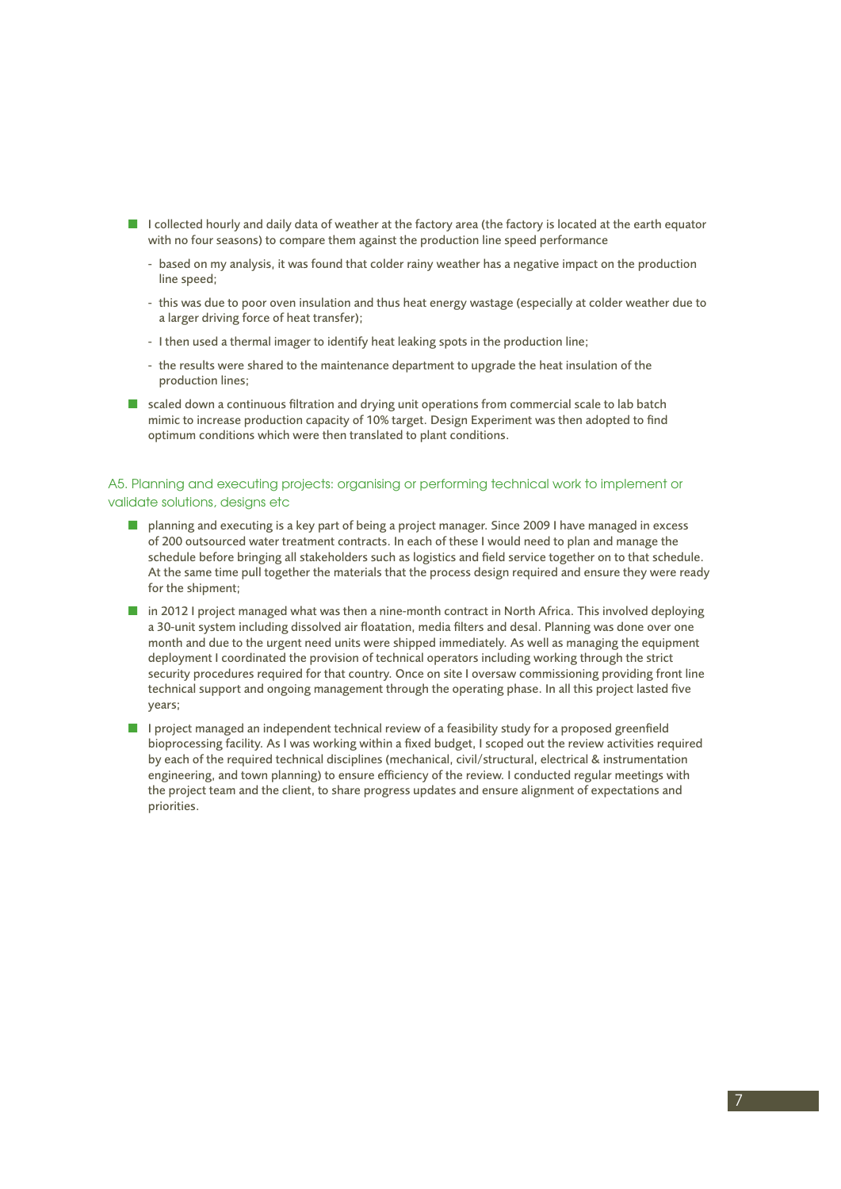- I collected hourly and daily data of weather at the factory area (the factory is located at the earth equator with no four seasons) to compare them against the production line speed performance
  - based on my analysis, it was found that colder rainy weather has a negative impact on the production line speed;
  - this was due to poor oven insulation and thus heat energy wastage (especially at colder weather due to a larger driving force of heat transfer);
  - I then used a thermal imager to identify heat leaking spots in the production line;
  - the results were shared to the maintenance department to upgrade the heat insulation of the production lines;
- scaled down a continuous filtration and drying unit operations from commercial scale to lab batch mimic to increase production capacity of 10% target. Design Experiment was then adopted to find optimum conditions which were then translated to plant conditions.

## A5. Planning and executing projects: organising or performing technical work to implement or validate solutions, designs etc

- planning and executing is a key part of being a project manager. Since 2009 I have managed in excess of 200 outsourced water treatment contracts. In each of these I would need to plan and manage the schedule before bringing all stakeholders such as logistics and field service together on to that schedule. At the same time pull together the materials that the process design required and ensure they were ready for the shipment;
- in 2012 I project managed what was then a nine-month contract in North Africa. This involved deploying a 30-unit system including dissolved air floatation, media filters and desal. Planning was done over one month and due to the urgent need units were shipped immediately. As well as managing the equipment deployment I coordinated the provision of technical operators including working through the strict security procedures required for that country. Once on site I oversaw commissioning providing front line technical support and ongoing management through the operating phase. In all this project lasted five years;
- I project managed an independent technical review of a feasibility study for a proposed greenfield bioprocessing facility. As I was working within a fixed budget, I scoped out the review activities required by each of the required technical disciplines (mechanical, civil/structural, electrical & instrumentation engineering, and town planning) to ensure efficiency of the review. I conducted regular meetings with the project team and the client, to share progress updates and ensure alignment of expectations and priorities.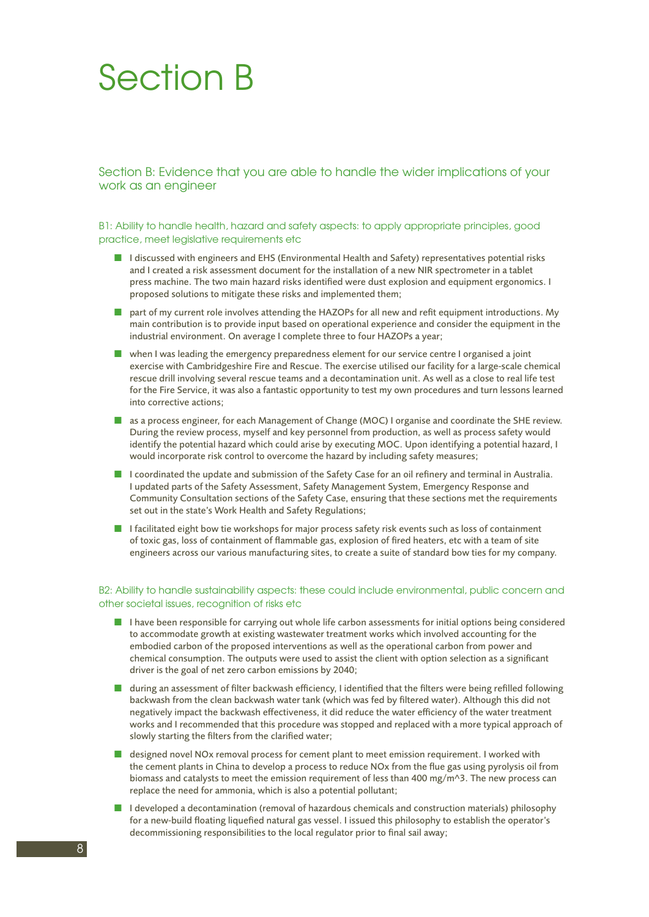# Section B

## Section B: Evidence that you are able to handle the wider implications of your work as an engineer

### B1: Ability to handle health, hazard and safety aspects: to apply appropriate principles, good practice, meet legislative requirements etc

- I discussed with engineers and EHS (Environmental Health and Safety) representatives potential risks and I created a risk assessment document for the installation of a new NIR spectrometer in a tablet press machine. The two main hazard risks identified were dust explosion and equipment ergonomics. I proposed solutions to mitigate these risks and implemented them;
- part of my current role involves attending the HAZOPs for all new and refit equipment introductions. My main contribution is to provide input based on operational experience and consider the equipment in the industrial environment. On average I complete three to four HAZOPs a year;
- when I was leading the emergency preparedness element for our service centre I organised a joint exercise with Cambridgeshire Fire and Rescue. The exercise utilised our facility for a large-scale chemical rescue drill involving several rescue teams and a decontamination unit. As well as a close to real life test for the Fire Service, it was also a fantastic opportunity to test my own procedures and turn lessons learned into corrective actions;
- as a process engineer, for each Management of Change (MOC) I organise and coordinate the SHE review. During the review process, myself and key personnel from production, as well as process safety would identify the potential hazard which could arise by executing MOC. Upon identifying a potential hazard, I would incorporate risk control to overcome the hazard by including safety measures;
- I coordinated the update and submission of the Safety Case for an oil refinery and terminal in Australia. I updated parts of the Safety Assessment, Safety Management System, Emergency Response and Community Consultation sections of the Safety Case, ensuring that these sections met the requirements set out in the state's Work Health and Safety Regulations;
- I facilitated eight bow tie workshops for major process safety risk events such as loss of containment of toxic gas, loss of containment of flammable gas, explosion of fired heaters, etc with a team of site engineers across our various manufacturing sites, to create a suite of standard bow ties for my company.

### B2: Ability to handle sustainability aspects: these could include environmental, public concern and other societal issues, recognition of risks etc

- I have been responsible for carrying out whole life carbon assessments for initial options being considered to accommodate growth at existing wastewater treatment works which involved accounting for the embodied carbon of the proposed interventions as well as the operational carbon from power and chemical consumption. The outputs were used to assist the client with option selection as a significant driver is the goal of net zero carbon emissions by 2040;
- during an assessment of filter backwash efficiency, I identified that the filters were being refilled following backwash from the clean backwash water tank (which was fed by filtered water). Although this did not negatively impact the backwash effectiveness, it did reduce the water efficiency of the water treatment works and I recommended that this procedure was stopped and replaced with a more typical approach of slowly starting the filters from the clarified water;
- designed novel NOx removal process for cement plant to meet emission requirement. I worked with the cement plants in China to develop a process to reduce NOx from the flue gas using pyrolysis oil from biomass and catalysts to meet the emission requirement of less than 400 $mg/m^3$. The new process can replace the need for ammonia, which is also a potential pollutant;
- I developed a decontamination (removal of hazardous chemicals and construction materials) philosophy for a new-build floating liquefied natural gas vessel. I issued this philosophy to establish the operator's decommissioning responsibilities to the local regulator prior to final sail away;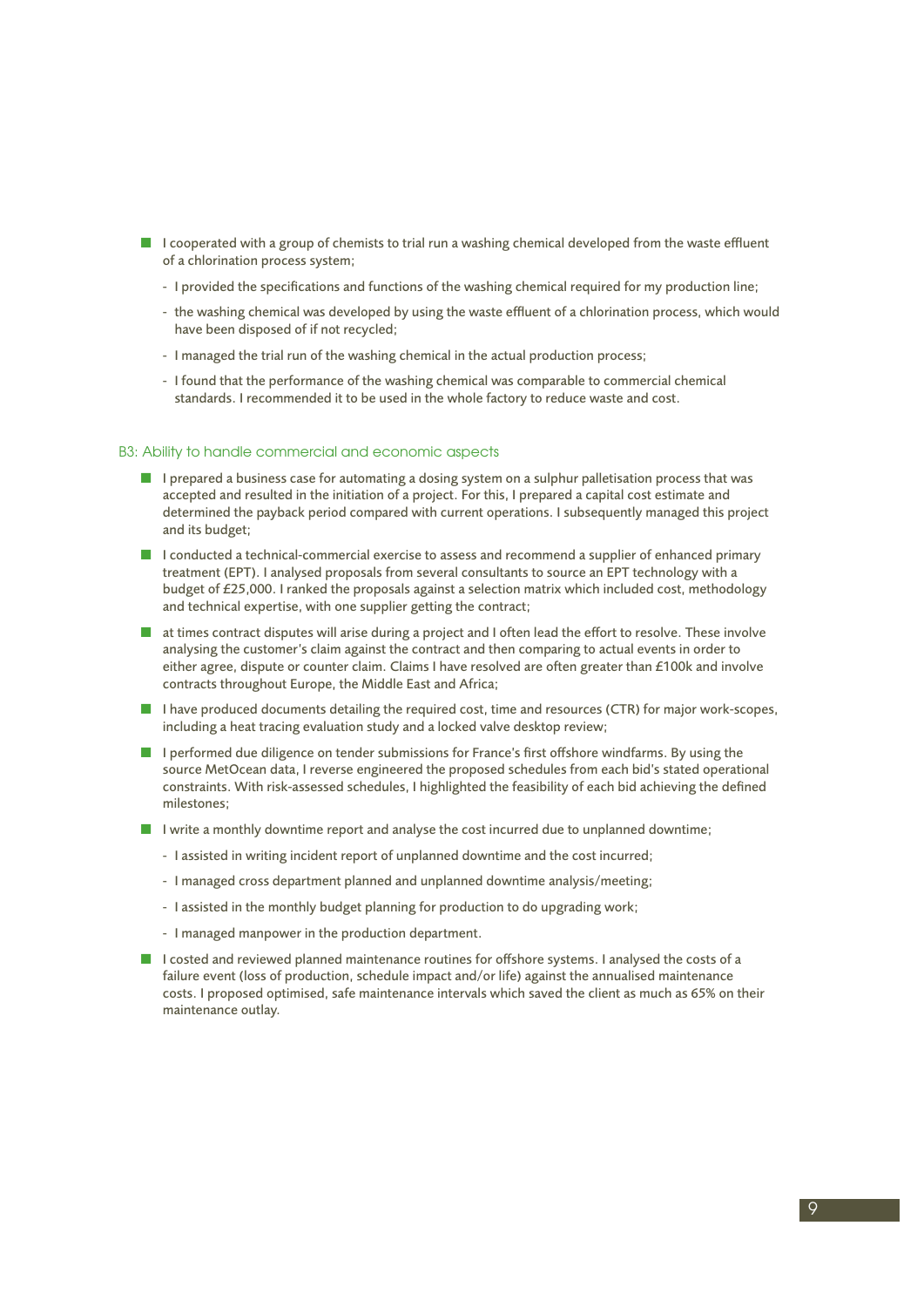- I cooperated with a group of chemists to trial run a washing chemical developed from the waste effluent of a chlorination process system;
  - I provided the specifications and functions of the washing chemical required for my production line;
  - the washing chemical was developed by using the waste effluent of a chlorination process, which would have been disposed of if not recycled;
  - I managed the trial run of the washing chemical in the actual production process;
  - I found that the performance of the washing chemical was comparable to commercial chemical standards. I recommended it to be used in the whole factory to reduce waste and cost.

### B3: Ability to handle commercial and economic aspects

- I prepared a business case for automating a dosing system on a sulphur palletisation process that was accepted and resulted in the initiation of a project. For this, I prepared a capital cost estimate and determined the payback period compared with current operations. I subsequently managed this project and its budget;
- I conducted a technical-commercial exercise to assess and recommend a supplier of enhanced primary treatment (EPT). I analysed proposals from several consultants to source an EPT technology with a budget of £25,000. I ranked the proposals against a selection matrix which included cost, methodology and technical expertise, with one supplier getting the contract;
- at times contract disputes will arise during a project and I often lead the effort to resolve. These involve analysing the customer's claim against the contract and then comparing to actual events in order to either agree, dispute or counter claim. Claims I have resolved are often greater than £100k and involve contracts throughout Europe, the Middle East and Africa;
- I have produced documents detailing the required cost, time and resources (CTR) for major work-scopes, including a heat tracing evaluation study and a locked valve desktop review;
- I performed due diligence on tender submissions for France's first offshore windfarms. By using the source MetOcean data, I reverse engineered the proposed schedules from each bid's stated operational constraints. With risk-assessed schedules, I highlighted the feasibility of each bid achieving the defined milestones;
- I write a monthly downtime report and analyse the cost incurred due to unplanned downtime;
  - I assisted in writing incident report of unplanned downtime and the cost incurred;
  - I managed cross department planned and unplanned downtime analysis/meeting;
  - I assisted in the monthly budget planning for production to do upgrading work;
  - I managed manpower in the production department.
- I costed and reviewed planned maintenance routines for offshore systems. I analysed the costs of a failure event (loss of production, schedule impact and/or life) against the annualised maintenance costs. I proposed optimised, safe maintenance intervals which saved the client as much as 65% on their maintenance outlay.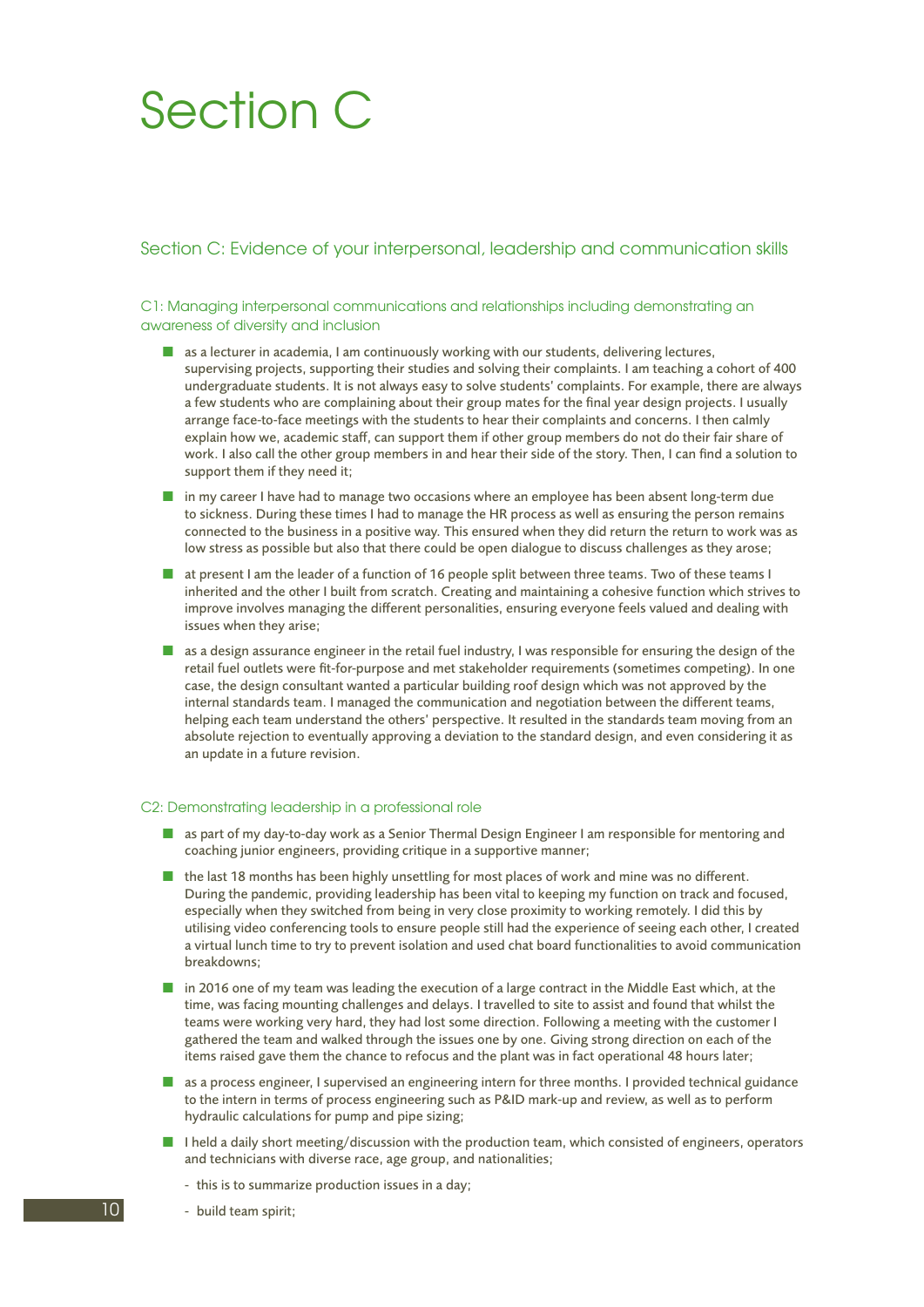# Section C

## Section C: Evidence of your interpersonal, leadership and communication skills

### C1: Managing interpersonal communications and relationships including demonstrating an awareness of diversity and inclusion

- as a lecturer in academia, I am continuously working with our students, delivering lectures, supervising projects, supporting their studies and solving their complaints. I am teaching a cohort of 400 undergraduate students. It is not always easy to solve students' complaints. For example, there are always a few students who are complaining about their group mates for the final year design projects. I usually arrange face-to-face meetings with the students to hear their complaints and concerns. I then calmly explain how we, academic staff, can support them if other group members do not do their fair share of work. I also call the other group members in and hear their side of the story. Then, I can find a solution to support them if they need it;
- in my career I have had to manage two occasions where an employee has been absent long-term due to sickness. During these times I had to manage the HR process as well as ensuring the person remains connected to the business in a positive way. This ensured when they did return the return to work was as low stress as possible but also that there could be open dialogue to discuss challenges as they arose;
- at present I am the leader of a function of 16 people split between three teams. Two of these teams I inherited and the other I built from scratch. Creating and maintaining a cohesive function which strives to improve involves managing the different personalities, ensuring everyone feels valued and dealing with issues when they arise;
- as a design assurance engineer in the retail fuel industry, I was responsible for ensuring the design of the retail fuel outlets were fit-for-purpose and met stakeholder requirements (sometimes competing). In one case, the design consultant wanted a particular building roof design which was not approved by the internal standards team. I managed the communication and negotiation between the different teams, helping each team understand the others' perspective. It resulted in the standards team moving from an absolute rejection to eventually approving a deviation to the standard design, and even considering it as an update in a future revision.

### C2: Demonstrating leadership in a professional role

- as part of my day-to-day work as a Senior Thermal Design Engineer I am responsible for mentoring and coaching junior engineers, providing critique in a supportive manner;
- the last 18 months has been highly unsettling for most places of work and mine was no different. During the pandemic, providing leadership has been vital to keeping my function on track and focused, especially when they switched from being in very close proximity to working remotely. I did this by utilising video conferencing tools to ensure people still had the experience of seeing each other, I created a virtual lunch time to try to prevent isolation and used chat board functionalities to avoid communication breakdowns;
- in 2016 one of my team was leading the execution of a large contract in the Middle East which, at the time, was facing mounting challenges and delays. I travelled to site to assist and found that whilst the teams were working very hard, they had lost some direction. Following a meeting with the customer I gathered the team and walked through the issues one by one. Giving strong direction on each of the items raised gave them the chance to refocus and the plant was in fact operational 48 hours later;
- as a process engineer, I supervised an engineering intern for three months. I provided technical guidance to the intern in terms of process engineering such as P&ID mark-up and review, as well as to perform hydraulic calculations for pump and pipe sizing;
- I held a daily short meeting/discussion with the production team, which consisted of engineers, operators and technicians with diverse race, age group, and nationalities;
  - this is to summarize production issues in a day;
  - build team spirit;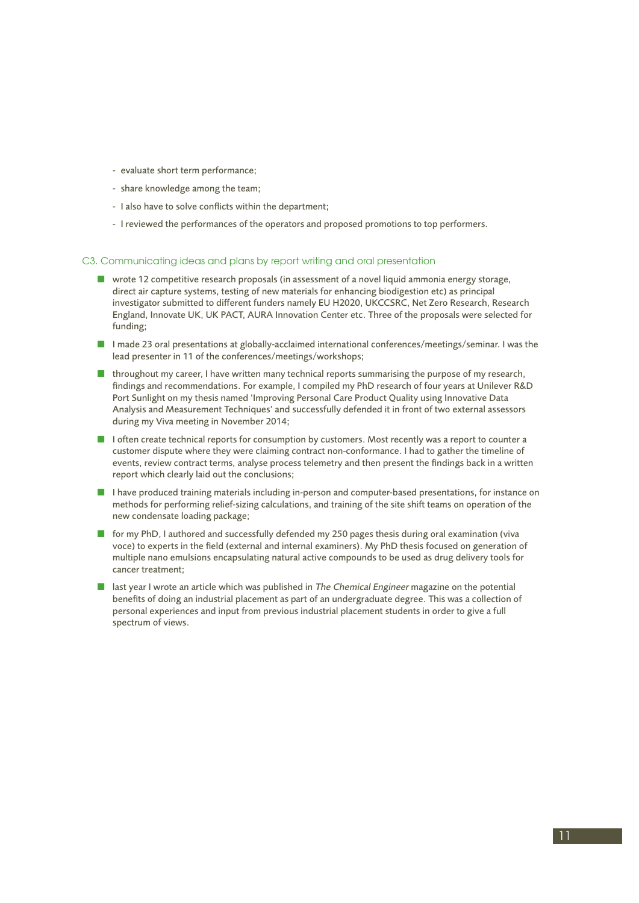- evaluate short term performance;
- share knowledge among the team;
- I also have to solve conflicts within the department;
- I reviewed the performances of the operators and proposed promotions to top performers.

### C3. Communicating ideas and plans by report writing and oral presentation

- wrote 12 competitive research proposals (in assessment of a novel liquid ammonia energy storage, direct air capture systems, testing of new materials for enhancing biodigestion etc) as principal investigator submitted to different funders namely EU H2020, UKCCSRC, Net Zero Research, Research England, Innovate UK, UK PACT, AURA Innovation Center etc. Three of the proposals were selected for funding;
- I made 23 oral presentations at globally-acclaimed international conferences/meetings/seminar. I was the lead presenter in 11 of the conferences/meetings/workshops;
- throughout my career, I have written many technical reports summarising the purpose of my research, findings and recommendations. For example, I compiled my PhD research of four years at Unilever R&D Port Sunlight on my thesis named 'Improving Personal Care Product Quality using Innovative Data Analysis and Measurement Techniques' and successfully defended it in front of two external assessors during my Viva meeting in November 2014;
- I often create technical reports for consumption by customers. Most recently was a report to counter a customer dispute where they were claiming contract non-conformance. I had to gather the timeline of events, review contract terms, analyse process telemetry and then present the findings back in a written report which clearly laid out the conclusions;
- I have produced training materials including in-person and computer-based presentations, for instance on methods for performing relief-sizing calculations, and training of the site shift teams on operation of the new condensate loading package;
- for my PhD, I authored and successfully defended my 250 pages thesis during oral examination (viva voce) to experts in the field (external and internal examiners). My PhD thesis focused on generation of multiple nano emulsions encapsulating natural active compounds to be used as drug delivery tools for cancer treatment;
- last year I wrote an article which was published in *The Chemical Engineer* magazine on the potential benefits of doing an industrial placement as part of an undergraduate degree. This was a collection of personal experiences and input from previous industrial placement students in order to give a full spectrum of views.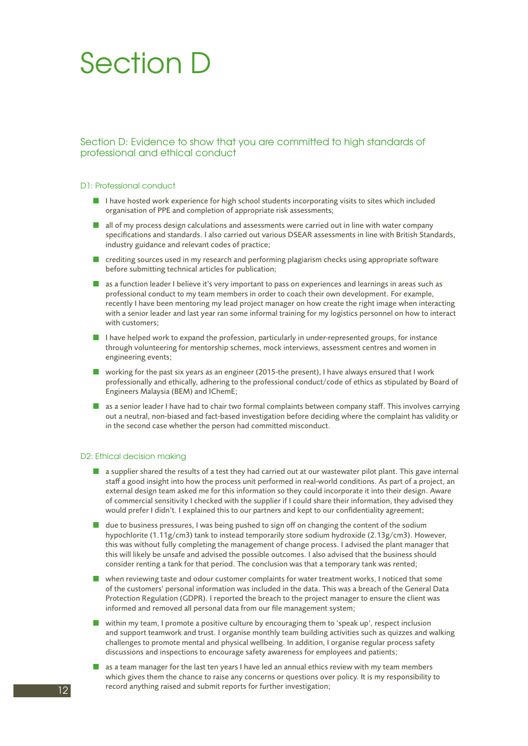# Section D

## Section D: Evidence to show that you are committed to high standards of professional and ethical conduct

### D1: Professional conduct

- I have hosted work experience for high school students incorporating visits to sites which included organisation of PPE and completion of appropriate risk assessments;
- all of my process design calculations and assessments were carried out in line with water company specifications and standards. I also carried out various DSEAR assessments in line with British Standards, industry guidance and relevant codes of practice;
- crediting sources used in my research and performing plagiarism checks using appropriate software before submitting technical articles for publication;
- as a function leader I believe it's very important to pass on experiences and learnings in areas such as professional conduct to my team members in order to coach their own development. For example, recently I have been mentoring my lead project manager on how create the right image when interacting with a senior leader and last year ran some informal training for my logistics personnel on how to interact with customers;
- I have helped work to expand the profession, particularly in under-represented groups, for instance through volunteering for mentorship schemes, mock interviews, assessment centres and women in engineering events;
- working for the past six years as an engineer (2015-the present), I have always ensured that I work professionally and ethically, adhering to the professional conduct/code of ethics as stipulated by Board of Engineers Malaysia (BEM) and IChemE;
- as a senior leader I have had to chair two formal complaints between company staff. This involves carrying out a neutral, non-biased and fact-based investigation before deciding where the complaint has validity or in the second case whether the person had committed misconduct.

### D2: Ethical decision making

- a supplier shared the results of a test they had carried out at our wastewater pilot plant. This gave internal staff a good insight into how the process unit performed in real-world conditions. As part of a project, an external design team asked me for this information so they could incorporate it into their design. Aware of commercial sensitivity I checked with the supplier if I could share their information, they advised they would prefer I didn't. I explained this to our partners and kept to our confidentiality agreement;
- due to business pressures, I was being pushed to sign off on changing the content of the sodium hypochlorite (1.11g/cm3) tank to instead temporarily store sodium hydroxide (2.13g/cm3). However, this was without fully completing the management of change process. I advised the plant manager that this will likely be unsafe and advised the possible outcomes. I also advised that the business should consider renting a tank for that period. The conclusion was that a temporary tank was rented;
- when reviewing taste and odour customer complaints for water treatment works, I noticed that some of the customers' personal information was included in the data. This was a breach of the General Data Protection Regulation (GDPR). I reported the breach to the project manager to ensure the client was informed and removed all personal data from our file management system;
- within my team, I promote a positive culture by encouraging them to 'speak up', respect inclusion and support teamwork and trust. I organise monthly team building activities such as quizzes and walking challenges to promote mental and physical wellbeing. In addition, I organise regular process safety discussions and inspections to encourage safety awareness for employees and patients;
- as a team manager for the last ten years I have led an annual ethics review with my team members which gives them the chance to raise any concerns or questions over policy. It is my responsibility to record anything raised and submit reports for further investigation;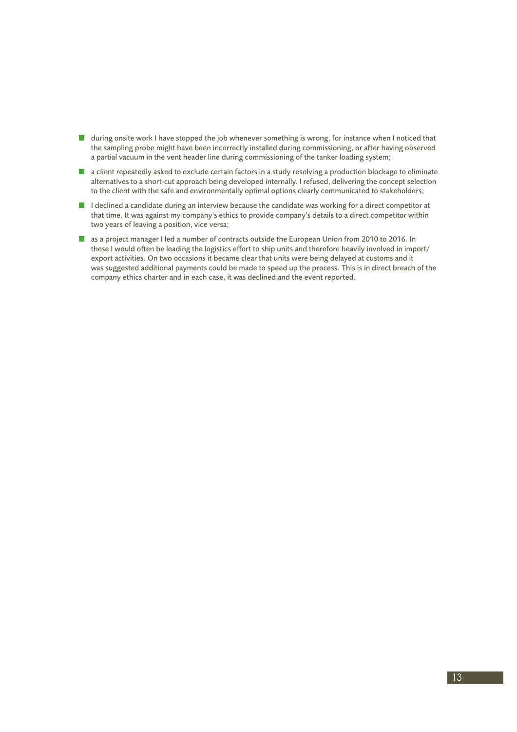- during onsite work I have stopped the job whenever something is wrong, for instance when I noticed that the sampling probe might have been incorrectly installed during commissioning, or after having observed a partial vacuum in the vent header line during commissioning of the tanker loading system;
- a client repeatedly asked to exclude certain factors in a study resolving a production blockage to eliminate alternatives to a short-cut approach being developed internally. I refused, delivering the concept selection to the client with the safe and environmentally optimal options clearly communicated to stakeholders;
- I declined a candidate during an interview because the candidate was working for a direct competitor at that time. It was against my company's ethics to provide company's details to a direct competitor within two years of leaving a position, vice versa;
- as a project manager I led a number of contracts outside the European Union from 2010 to 2016. In these I would often be leading the logistics effort to ship units and therefore heavily involved in import/export activities. On two occasions it became clear that units were being delayed at customs and it was suggested additional payments could be made to speed up the process. This is in direct breach of the company ethics charter and in each case, it was declined and the event reported.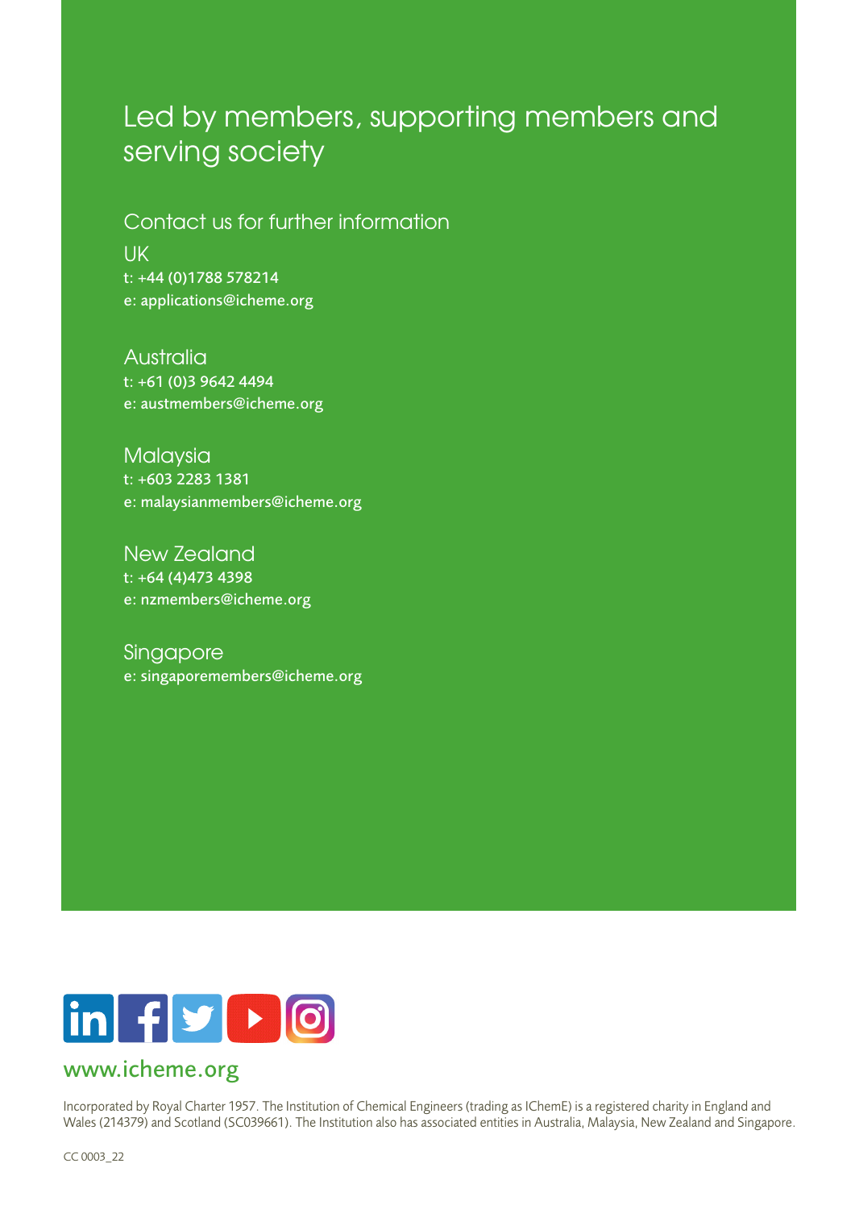# Led by members, supporting members and serving society

## Contact us for further information

### UK
t: +44 (0)1788 578214
e: applications@icheme.org

### Australia
t: +61 (0)3 9642 4494
e: austmembers@icheme.org

### Malaysia
t: +603 2283 1381
e: malaysianmembers@icheme.org

### New Zealand
t: +64 (4)473 4398
e: nzmembers@icheme.org

### Singapore
e: singaporemembers@icheme.org

www.icheme.org

Incorporated by Royal Charter 1957. The Institution of Chemical Engineers (trading as IChemE) is a registered charity in England and Wales (214379) and Scotland (SC039661). The Institution also has associated entities in Australia, Malaysia, New Zealand and Singapore.

CC 0003_22